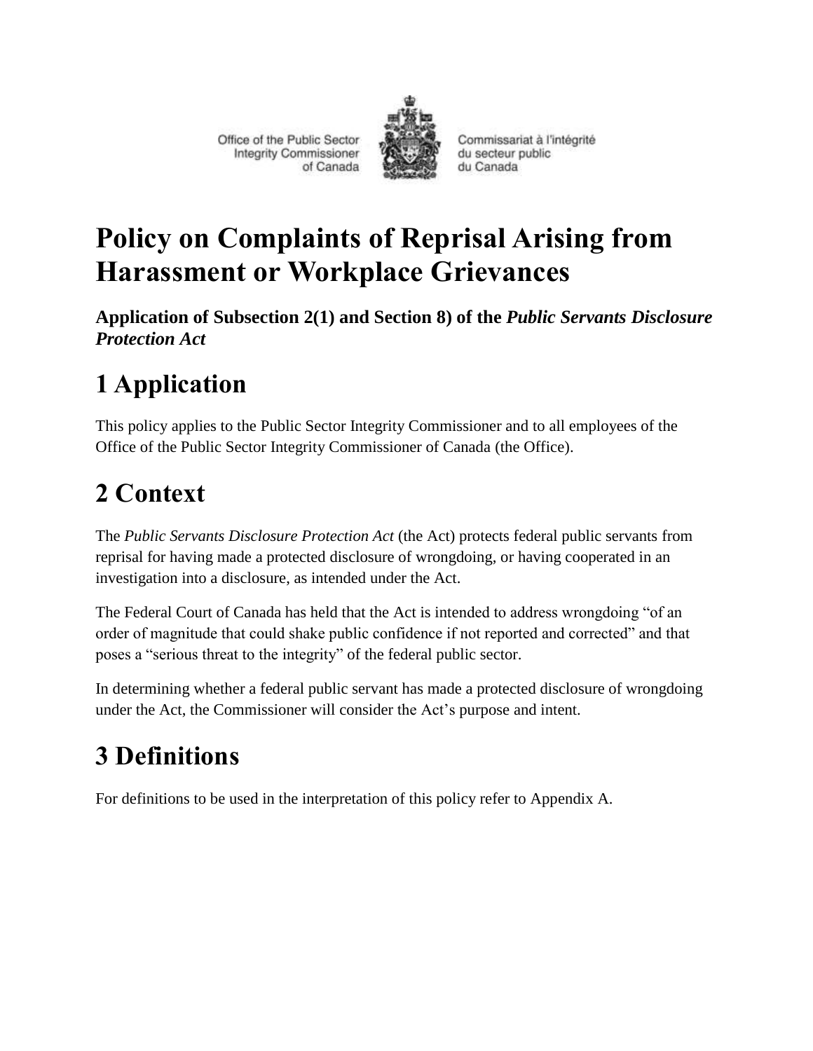Office of the Public Sector Integrity Commissioner of Canada

Commissariat à l'intégrité du secteur public du Canada

# Policy on Complaints of Reprisal Arising from Harassment or Workplace Grievances

**Application of Subsection 2(1) and Section 8) of the *Public Servants Disclosure Protection Act***

## 1 Application

This policy applies to the Public Sector Integrity Commissioner and to all employees of the Office of the Public Sector Integrity Commissioner of Canada (the Office).

## 2 Context

The *Public Servants Disclosure Protection Act* (the Act) protects federal public servants from reprisal for having made a protected disclosure of wrongdoing, or having cooperated in an investigation into a disclosure, as intended under the Act.

The Federal Court of Canada has held that the Act is intended to address wrongdoing "of an order of magnitude that could shake public confidence if not reported and corrected" and that poses a "serious threat to the integrity" of the federal public sector.

In determining whether a federal public servant has made a protected disclosure of wrongdoing under the Act, the Commissioner will consider the Act's purpose and intent.

## 3 Definitions

For definitions to be used in the interpretation of this policy refer to Appendix A.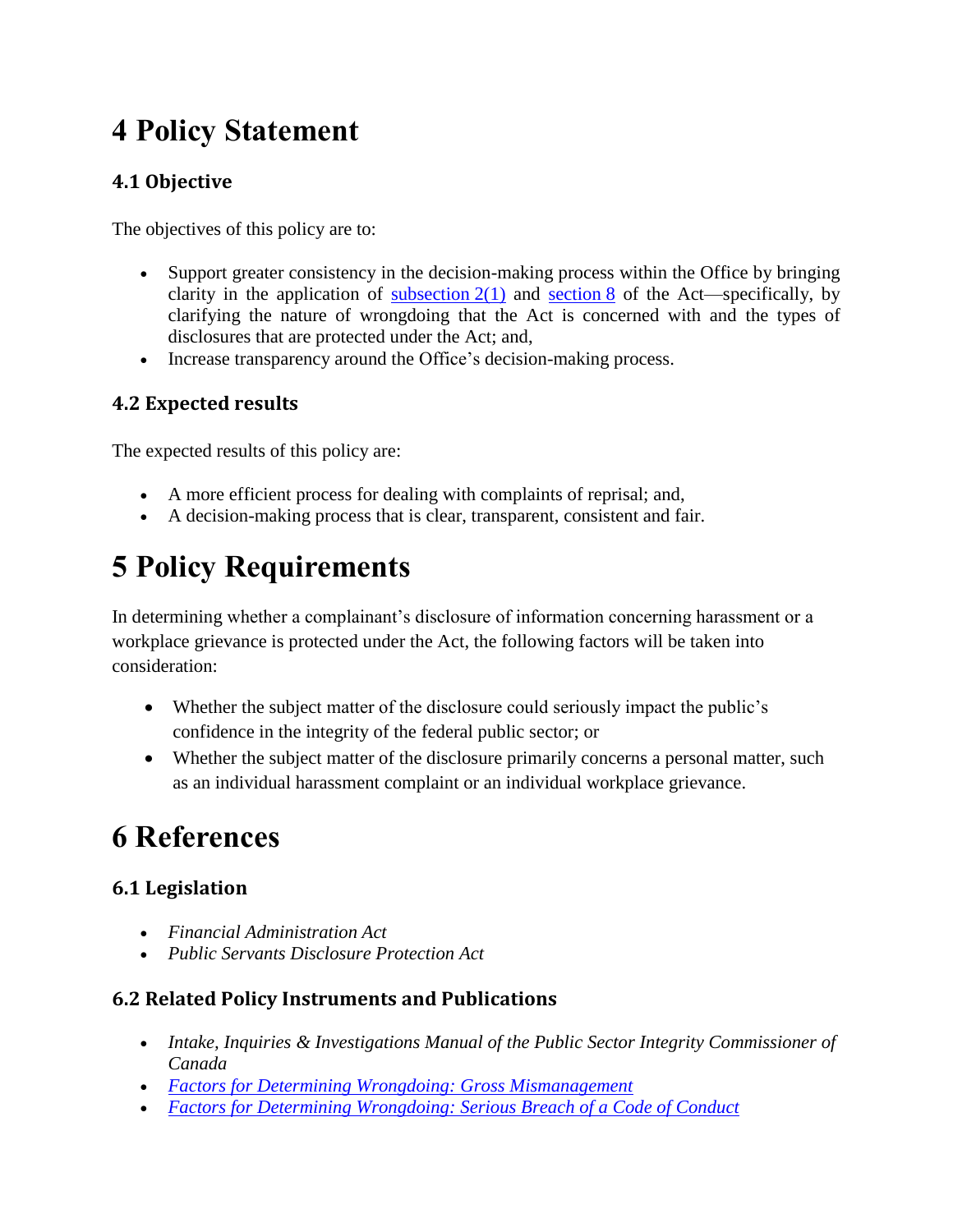# 4 Policy Statement

## 4.1 Objective

The objectives of this policy are to:

- Support greater consistency in the decision-making process within the Office by bringing clarity in the application of subsection 2(1) and section 8 of the Act—specifically, by clarifying the nature of wrongdoing that the Act is concerned with and the types of disclosures that are protected under the Act; and,
- Increase transparency around the Office's decision-making process.

## 4.2 Expected results

The expected results of this policy are:

- A more efficient process for dealing with complaints of reprisal; and,
- A decision-making process that is clear, transparent, consistent and fair.

# 5 Policy Requirements

In determining whether a complainant's disclosure of information concerning harassment or a workplace grievance is protected under the Act, the following factors will be taken into consideration:

- Whether the subject matter of the disclosure could seriously impact the public's confidence in the integrity of the federal public sector; or
- Whether the subject matter of the disclosure primarily concerns a personal matter, such as an individual harassment complaint or an individual workplace grievance.

# 6 References

## 6.1 Legislation

- *Financial Administration Act*
- *Public Servants Disclosure Protection Act*

## 6.2 Related Policy Instruments and Publications

- *Intake, Inquiries & Investigations Manual of the Public Sector Integrity Commissioner of Canada*
- *Factors for Determining Wrongdoing: Gross Mismanagement*
- *Factors for Determining Wrongdoing: Serious Breach of a Code of Conduct*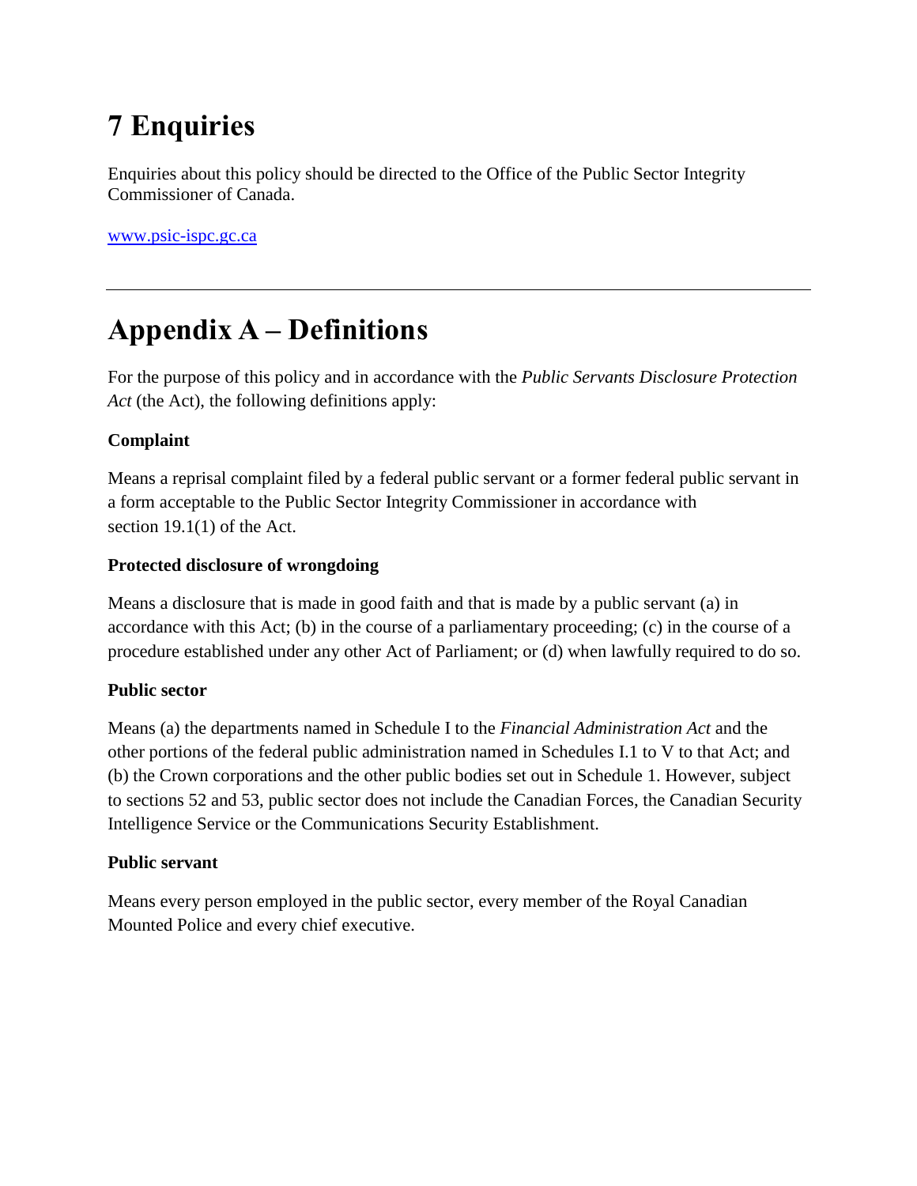# 7 Enquiries

Enquiries about this policy should be directed to the Office of the Public Sector Integrity Commissioner of Canada.

[www.psic-ispc.gc.ca](http://www.psic-ispc.gc.ca)

---

# Appendix A – Definitions

For the purpose of this policy and in accordance with the *Public Servants Disclosure Protection Act* (the Act), the following definitions apply:

**Complaint**

Means a reprisal complaint filed by a federal public servant or a former federal public servant in a form acceptable to the Public Sector Integrity Commissioner in accordance with section 19.1(1) of the Act.

**Protected disclosure of wrongdoing**

Means a disclosure that is made in good faith and that is made by a public servant (a) in accordance with this Act; (b) in the course of a parliamentary proceeding; (c) in the course of a procedure established under any other Act of Parliament; or (d) when lawfully required to do so.

**Public sector**

Means (a) the departments named in Schedule I to the *Financial Administration Act* and the other portions of the federal public administration named in Schedules I.1 to V to that Act; and (b) the Crown corporations and the other public bodies set out in Schedule 1. However, subject to sections 52 and 53, public sector does not include the Canadian Forces, the Canadian Security Intelligence Service or the Communications Security Establishment.

**Public servant**

Means every person employed in the public sector, every member of the Royal Canadian Mounted Police and every chief executive.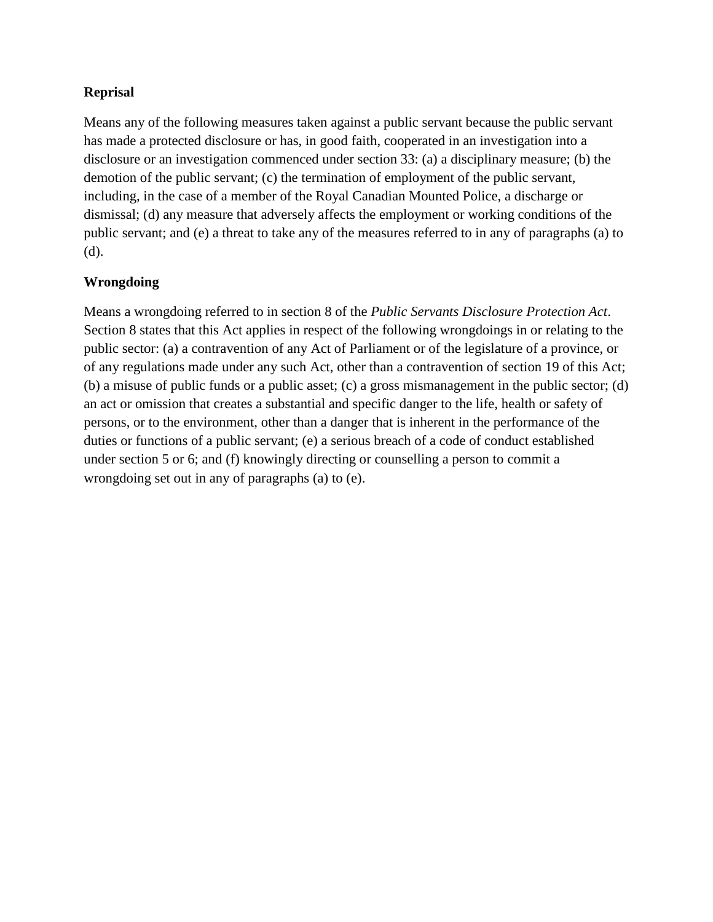**Reprisal**

Means any of the following measures taken against a public servant because the public servant has made a protected disclosure or has, in good faith, cooperated in an investigation into a disclosure or an investigation commenced under section 33: (a) a disciplinary measure; (b) the demotion of the public servant; (c) the termination of employment of the public servant, including, in the case of a member of the Royal Canadian Mounted Police, a discharge or dismissal; (d) any measure that adversely affects the employment or working conditions of the public servant; and (e) a threat to take any of the measures referred to in any of paragraphs (a) to (d).

**Wrongdoing**

Means a wrongdoing referred to in section 8 of the *Public Servants Disclosure Protection Act*. Section 8 states that this Act applies in respect of the following wrongdoings in or relating to the public sector: (a) a contravention of any Act of Parliament or of the legislature of a province, or of any regulations made under any such Act, other than a contravention of section 19 of this Act; (b) a misuse of public funds or a public asset; (c) a gross mismanagement in the public sector; (d) an act or omission that creates a substantial and specific danger to the life, health or safety of persons, or to the environment, other than a danger that is inherent in the performance of the duties or functions of a public servant; (e) a serious breach of a code of conduct established under section 5 or 6; and (f) knowingly directing or counselling a person to commit a wrongdoing set out in any of paragraphs (a) to (e).